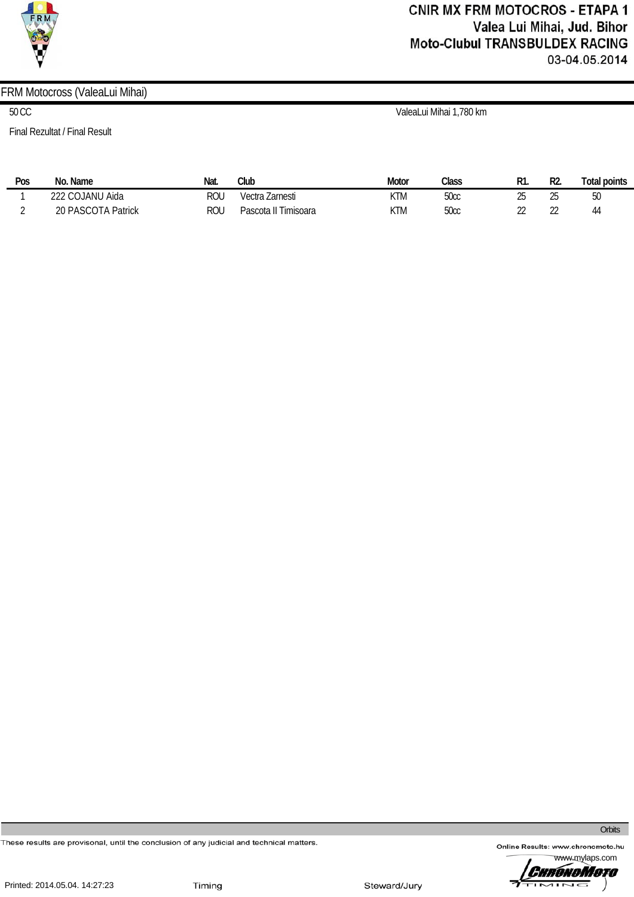# CNIR MX FRM MOTOCROS - ETAPA 1
Valea Lui Mihai, Jud. Bihor
Moto-Clubul TRANSBULDEX RACING
03-04.05.2014

## FRM Motocross (ValeaLui Mihai)

50 CC — ValeaLui Mihai 1,780 km

Final Rezultat / Final Result

| Pos | No. | Name | Nat. | Club | Motor | Class | R1. | R2. | Total points |
|---|---|---|---|---|---|---|---|---|---|
| 1 | 222 | COJANU Aida | ROU | Vectra Zarnesti | KTM | 50cc | 25 | 25 | 50 |
| 2 | 20 | PASCOTA Patrick | ROU | Pascota II Timisoara | KTM | 50cc | 22 | 22 | 44 |

Orbits

These results are provisonal, until the conclusion of any judicial and technical matters.

Online Results: www.chronomoto.hu
www.mylaps.com

Printed: 2014.05.04. 14:27:23 Timing Steward/Jury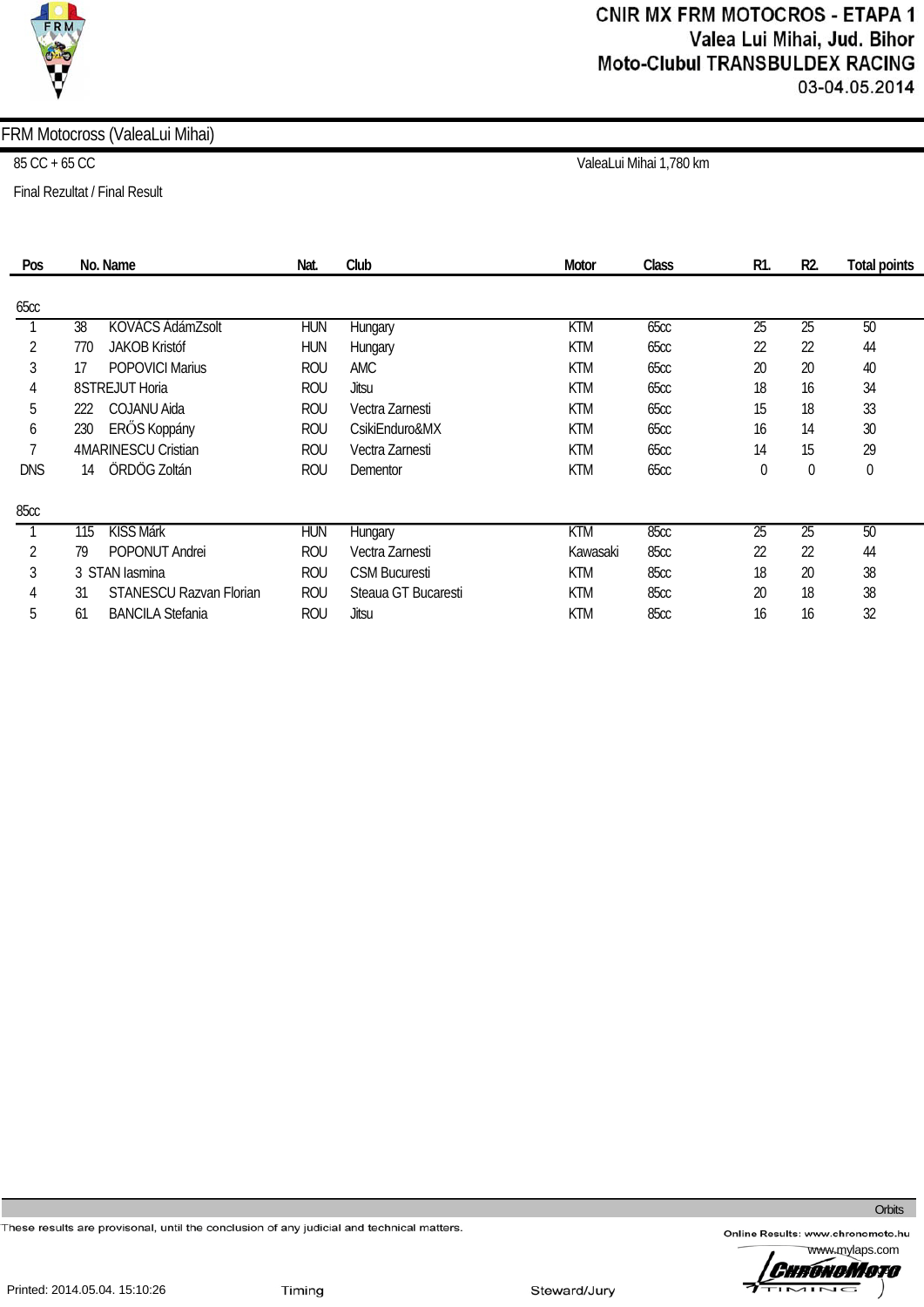# CNIR MX FRM MOTOCROS - ETAPA 1
Valea Lui Mihai, Jud. Bihor
Moto-Clubul TRANSBULDEX RACING
03-04.05.2014

## FRM Motocross (ValeaLui Mihai)

85 CC + 65 CC — ValeaLui Mihai 1,780 km

Final Rezultat / Final Result

| Pos | No. | Name | Nat. | Club | Motor | Class | R1. | R2. | Total points |
|---|---|---|---|---|---|---|---|---|---|
| **65cc** | | | | | | | | | |
| 1 | 38 | KOVÁCS ÁdámZsolt | HUN | Hungary | KTM | 65cc | 25 | 25 | 50 |
| 2 | 770 | JAKOB Kristóf | HUN | Hungary | KTM | 65cc | 22 | 22 | 44 |
| 3 | 17 | POPOVICI Marius | ROU | AMC | KTM | 65cc | 20 | 20 | 40 |
| 4 | 8 | STREJUT Horia | ROU | Jitsu | KTM | 65cc | 18 | 16 | 34 |
| 5 | 222 | COJANU Aida | ROU | Vectra Zarnesti | KTM | 65cc | 15 | 18 | 33 |
| 6 | 230 | ERŐS Koppány | ROU | CsikiEnduro&MX | KTM | 65cc | 16 | 14 | 30 |
| 7 | 4 | MARINESCU Cristian | ROU | Vectra Zarnesti | KTM | 65cc | 14 | 15 | 29 |
| DNS | 14 | ÖRDÖG Zoltán | ROU | Dementor | KTM | 65cc | 0 | 0 | 0 |
| **85cc** | | | | | | | | | |
| 1 | 115 | KISS Márk | HUN | Hungary | KTM | 85cc | 25 | 25 | 50 |
| 2 | 79 | POPONUT Andrei | ROU | Vectra Zarnesti | Kawasaki | 85cc | 22 | 22 | 44 |
| 3 | 3 | STAN Iasmina | ROU | CSM Bucuresti | KTM | 85cc | 18 | 20 | 38 |
| 4 | 31 | STANESCU Razvan Florian | ROU | Steaua GT Bucaresti | KTM | 85cc | 20 | 18 | 38 |
| 5 | 61 | BANCILA Stefania | ROU | Jitsu | KTM | 85cc | 16 | 16 | 32 |

Orbits

These results are provisonal, until the conclusion of any judicial and technical matters.

Online Results: www.chronomoto.hu
www.mylaps.com

Printed: 2014.05.04. 15:10:26 — Timing — Steward/Jury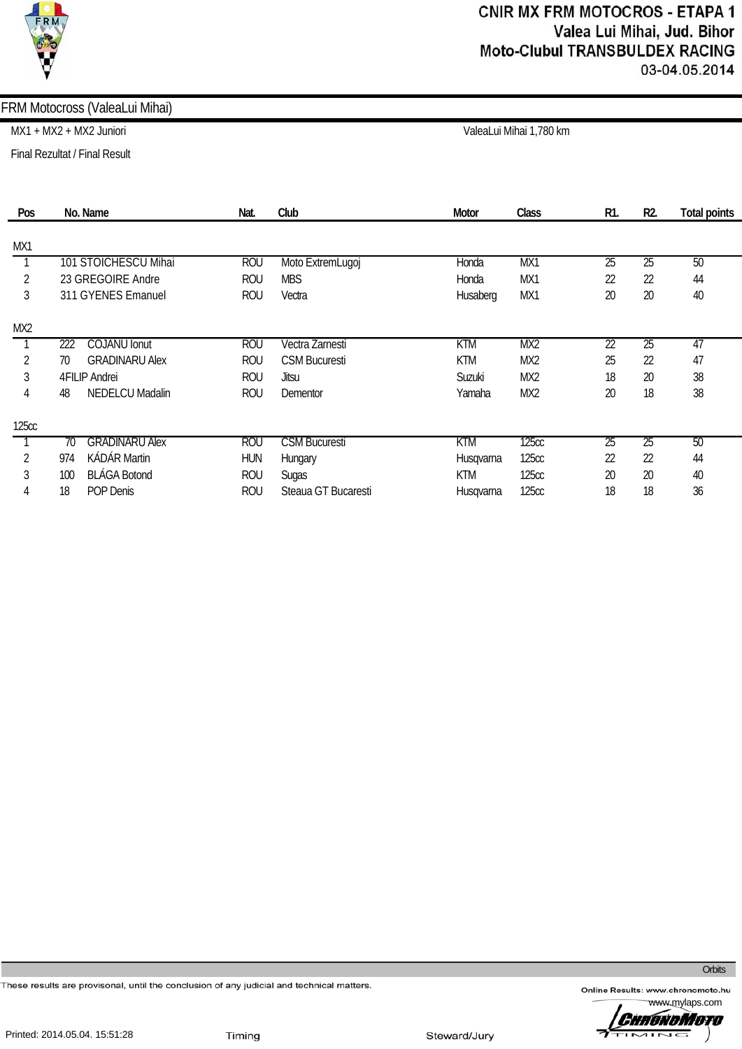# CNIR MX FRM MOTOCROS - ETAPA 1
Valea Lui Mihai, Jud. Bihor
Moto-Clubul TRANSBULDEX RACING
03-04.05.2014

## FRM Motocross (ValeaLui Mihai)

MX1 + MX2 + MX2 Juniori

ValeaLui Mihai 1,780 km

Final Rezultat / Final Result

| Pos | No. Name | Nat. | Club | Motor | Class | R1. | R2. | Total points |
|---|---|---|---|---|---|---|---|---|
| **MX1** | | | | | | | | |
| 1 | 101 STOICHESCU Mihai | ROU | Moto ExtremLugoj | Honda | MX1 | 25 | 25 | 50 |
| 2 | 23 GREGOIRE Andre | ROU | MBS | Honda | MX1 | 22 | 22 | 44 |
| 3 | 311 GYENES Emanuel | ROU | Vectra | Husaberg | MX1 | 20 | 20 | 40 |
| **MX2** | | | | | | | | |
| 1 | 222 COJANU Ionut | ROU | Vectra Zarnesti | KTM | MX2 | 22 | 25 | 47 |
| 2 | 70 GRADINARU Alex | ROU | CSM Bucuresti | KTM | MX2 | 25 | 22 | 47 |
| 3 | 4FILIP Andrei | ROU | Jitsu | Suzuki | MX2 | 18 | 20 | 38 |
| 4 | 48 NEDELCU Madalin | ROU | Dementor | Yamaha | MX2 | 20 | 18 | 38 |
| **125cc** | | | | | | | | |
| 1 | 70 GRADINARU Alex | ROU | CSM Bucuresti | KTM | 125cc | 25 | 25 | 50 |
| 2 | 974 KÁDÁR Martin | HUN | Hungary | Husqvarna | 125cc | 22 | 22 | 44 |
| 3 | 100 BLÁGA Botond | ROU | Sugas | KTM | 125cc | 20 | 20 | 40 |
| 4 | 18 POP Denis | ROU | Steaua GT Bucaresti | Husqvarna | 125cc | 18 | 18 | 36 |

Orbits

These results are provisonal, until the conclusion of any judicial and technical matters.

Online Results: www.chronomoto.hu
www.mylaps.com

Printed: 2014.05.04. 15:51:28    Timing    Steward/Jury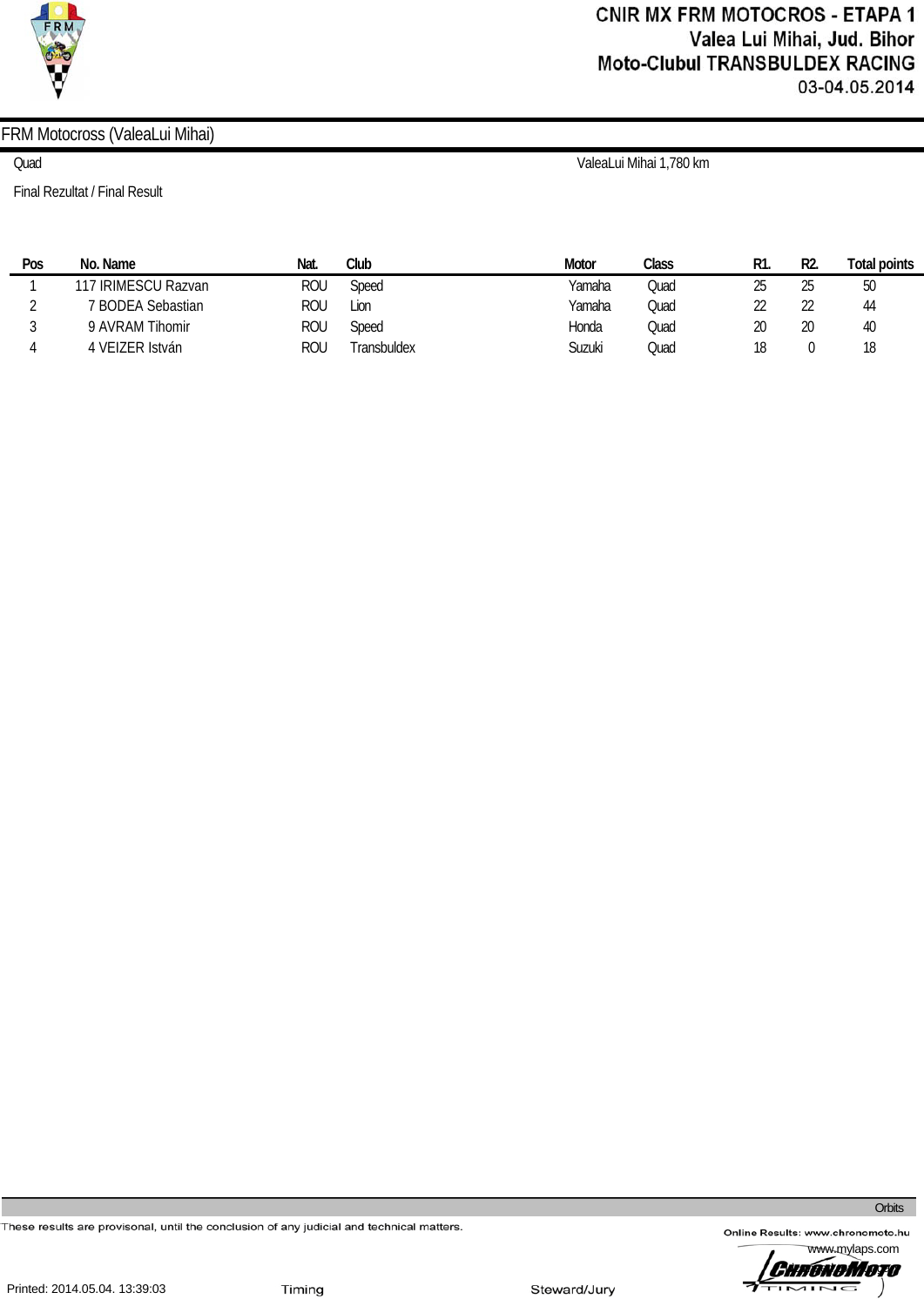# CNIR MX FRM MOTOCROS - ETAPA 1
## Valea Lui Mihai, Jud. Bihor
## Moto-Clubul TRANSBULDEX RACING
03-04.05.2014

FRM Motocross (ValeaLui Mihai)

Quad

ValeaLui Mihai 1,780 km

Final Rezultat / Final Result

| Pos | No. | Name | Nat. | Club | Motor | Class | R1. | R2. | Total points |
|---|---|---|---|---|---|---|---|---|---|
| 1 | 117 | IRIMESCU Razvan | ROU | Speed | Yamaha | Quad | 25 | 25 | 50 |
| 2 | 7 | BODEA Sebastian | ROU | Lion | Yamaha | Quad | 22 | 22 | 44 |
| 3 | 9 | AVRAM Tihomir | ROU | Speed | Honda | Quad | 20 | 20 | 40 |
| 4 | 4 | VEIZER István | ROU | Transbuldex | Suzuki | Quad | 18 | 0 | 18 |

Orbits

These results are provisonal, until the conclusion of any judicial and technical matters.

Online Results: www.chronomoto.hu

www.mylaps.com

Printed: 2014.05.04. 13:39:03

Timing

Steward/Jury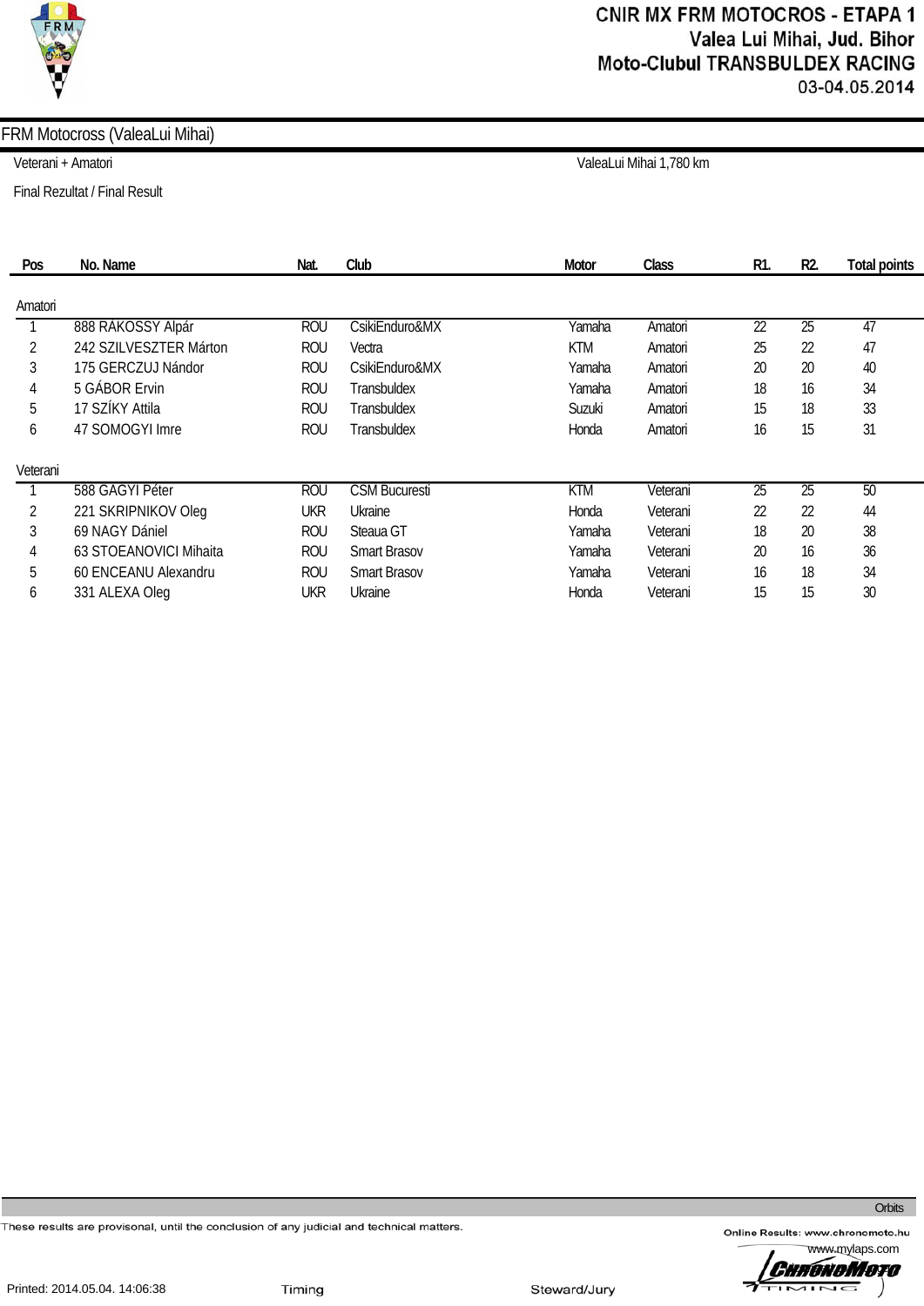# CNIR MX FRM MOTOCROS - ETAPA 1

Valea Lui Mihai, Jud. Bihor

Moto-Clubul TRANSBULDEX RACING

03-04.05.2014

## FRM Motocross (ValeaLui Mihai)

Veterani + Amatori

ValeaLui Mihai 1,780 km

Final Rezultat / Final Result

| Pos | No. Name | Nat. | Club | Motor | Class | R1. | R2. | Total points |
|---|---|---|---|---|---|---|---|---|
| **Amatori** | | | | | | | | |
| 1 | 888 RÁKOSSY Alpár | ROU | CsikiEnduro&MX | Yamaha | Amatori | 22 | 25 | 47 |
| 2 | 242 SZILVESZTER Márton | ROU | Vectra | KTM | Amatori | 25 | 22 | 47 |
| 3 | 175 GERCZUJ Nándor | ROU | CsikiEnduro&MX | Yamaha | Amatori | 20 | 20 | 40 |
| 4 | 5 GÁBOR Ervin | ROU | Transbuldex | Yamaha | Amatori | 18 | 16 | 34 |
| 5 | 17 SZÍKY Attila | ROU | Transbuldex | Suzuki | Amatori | 15 | 18 | 33 |
| 6 | 47 SOMOGYI Imre | ROU | Transbuldex | Honda | Amatori | 16 | 15 | 31 |
| **Veterani** | | | | | | | | |
| 1 | 588 GAGYI Péter | ROU | CSM Bucuresti | KTM | Veterani | 25 | 25 | 50 |
| 2 | 221 SKRIPNIKOV Oleg | UKR | Ukraine | Honda | Veterani | 22 | 22 | 44 |
| 3 | 69 NAGY Dániel | ROU | Steaua GT | Yamaha | Veterani | 18 | 20 | 38 |
| 4 | 63 STOEANOVICI Mihaita | ROU | Smart Brasov | Yamaha | Veterani | 20 | 16 | 36 |
| 5 | 60 ENCEANU Alexandru | ROU | Smart Brasov | Yamaha | Veterani | 16 | 18 | 34 |
| 6 | 331 ALEXA Oleg | UKR | Ukraine | Honda | Veterani | 15 | 15 | 30 |

Orbits

These results are provisonal, until the conclusion of any judicial and technical matters.

Online Results: www.chronomoto.hu

www.mylaps.com

Printed: 2014.05.04. 14:06:38

Timing

Steward/Jury